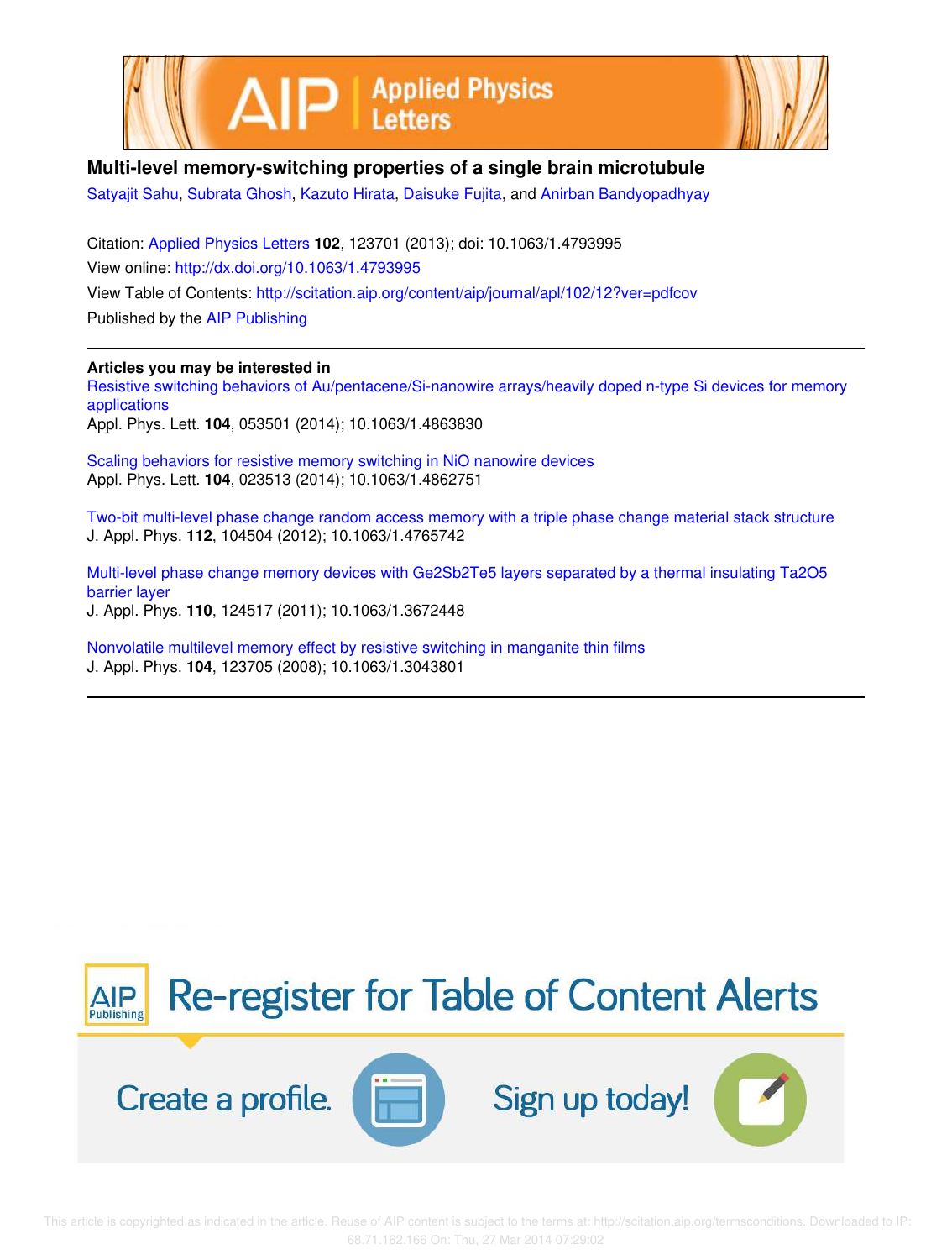# Multi-level memory-switching properties of a single brain microtubule

Satyajit Sahu, Subrata Ghosh, Kazuto Hirata, Daisuke Fujita, and Anirban Bandyopadhyay

Citation: Applied Physics Letters **102**, 123701 (2013); doi: 10.1063/1.4793995

View online: http://dx.doi.org/10.1063/1.4793995

View Table of Contents: http://scitation.aip.org/content/aip/journal/apl/102/12?ver=pdfcov

Published by the AIP Publishing

---

**Articles you may be interested in**

Resistive switching behaviors of Au/pentacene/Si-nanowire arrays/heavily doped n-type Si devices for memory applications
Appl. Phys. Lett. **104**, 053501 (2014); 10.1063/1.4863830

Scaling behaviors for resistive memory switching in NiO nanowire devices
Appl. Phys. Lett. **104**, 023513 (2014); 10.1063/1.4862751

Two-bit multi-level phase change random access memory with a triple phase change material stack structure
J. Appl. Phys. **112**, 104504 (2012); 10.1063/1.4765742

Multi-level phase change memory devices with Ge2Sb2Te5 layers separated by a thermal insulating Ta2O5 barrier layer
J. Appl. Phys. **110**, 124517 (2011); 10.1063/1.3672448

Nonvolatile multilevel memory effect by resistive switching in manganite thin films
J. Appl. Phys. **104**, 123705 (2008); 10.1063/1.3043801

---

AIP Publishing — Re-register for Table of Content Alerts

Create a profile. Sign up today!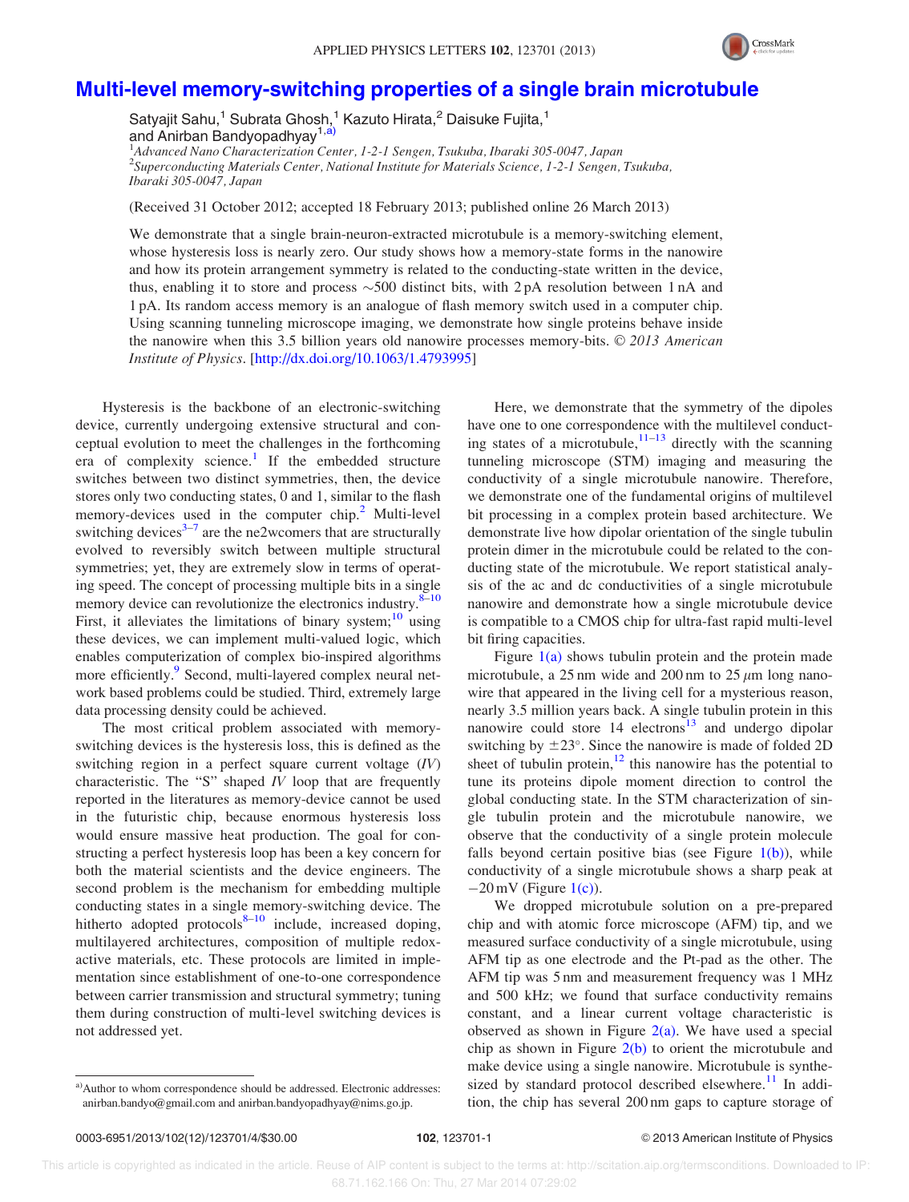# Multi-level memory-switching properties of a single brain microtubule

Satyajit Sahu,[1] Subrata Ghosh,[1] Kazuto Hirata,[2] Daisuke Fujita,[1] and Anirban Bandyopadhyay[1,a)]

[1]*Advanced Nano Characterization Center, 1-2-1 Sengen, Tsukuba, Ibaraki 305-0047, Japan*
[2]*Superconducting Materials Center, National Institute for Materials Science, 1-2-1 Sengen, Tsukuba, Ibaraki 305-0047, Japan*

(Received 31 October 2012; accepted 18 February 2013; published online 26 March 2013)

We demonstrate that a single brain-neuron-extracted microtubule is a memory-switching element, whose hysteresis loss is nearly zero. Our study shows how a memory-state forms in the nanowire and how its protein arrangement symmetry is related to the conducting-state written in the device, thus, enabling it to store and process ~500 distinct bits, with 2 pA resolution between 1 nA and 1 pA. Its random access memory is an analogue of flash memory switch used in a computer chip. Using scanning tunneling microscope imaging, we demonstrate how single proteins behave inside the nanowire when this 3.5 billion years old nanowire processes memory-bits. © *2013 American Institute of Physics*. [http://dx.doi.org/10.1063/1.4793995]

Hysteresis is the backbone of an electronic-switching device, currently undergoing extensive structural and conceptual evolution to meet the challenges in the forthcoming era of complexity science.[1] If the embedded structure switches between two distinct symmetries, then, the device stores only two conducting states, 0 and 1, similar to the flash memory-devices used in the computer chip.[2] Multi-level switching devices[3–7] are the ne2wcomers that are structurally evolved to reversibly switch between multiple structural symmetries; yet, they are extremely slow in terms of operating speed. The concept of processing multiple bits in a single memory device can revolutionize the electronics industry.[8–10] First, it alleviates the limitations of binary system;[10] using these devices, we can implement multi-valued logic, which enables computerization of complex bio-inspired algorithms more efficiently.[9] Second, multi-layered complex neural network based problems could be studied. Third, extremely large data processing density could be achieved.

The most critical problem associated with memory-switching devices is the hysteresis loss, this is defined as the switching region in a perfect square current voltage (*IV*) characteristic. The "S" shaped *IV* loop that are frequently reported in the literatures as memory-device cannot be used in the futuristic chip, because enormous hysteresis loss would ensure massive heat production. The goal for constructing a perfect hysteresis loop has been a key concern for both the material scientists and the device engineers. The second problem is the mechanism for embedding multiple conducting states in a single memory-switching device. The hitherto adopted protocols[8–10] include, increased doping, multilayered architectures, composition of multiple redox-active materials, etc. These protocols are limited in implementation since establishment of one-to-one correspondence between carrier transmission and structural symmetry; tuning them during construction of multi-level switching devices is not addressed yet.

Here, we demonstrate that the symmetry of the dipoles have one to one correspondence with the multilevel conducting states of a microtubule,[11–13] directly with the scanning tunneling microscope (STM) imaging and measuring the conductivity of a single microtubule nanowire. Therefore, we demonstrate one of the fundamental origins of multilevel bit processing in a complex protein based architecture. We demonstrate live how dipolar orientation of the single tubulin protein dimer in the microtubule could be related to the conducting state of the microtubule. We report statistical analysis of the ac and dc conductivities of a single microtubule nanowire and demonstrate how a single microtubule device is compatible to a CMOS chip for ultra-fast rapid multi-level bit firing capacities.

Figure 1(a) shows tubulin protein and the protein made microtubule, a 25 nm wide and 200 nm to 25 $\mu$m long nanowire that appeared in the living cell for a mysterious reason, nearly 3.5 million years back. A single tubulin protein in this nanowire could store 14 electrons[13] and undergo dipolar switching by $\pm 23°$. Since the nanowire is made of folded 2D sheet of tubulin protein,[12] this nanowire has the potential to tune its proteins dipole moment direction to control the global conducting state. In the STM characterization of single tubulin protein and the microtubule nanowire, we observe that the conductivity of a single protein molecule falls beyond certain positive bias (see Figure 1(b)), while conductivity of a single microtubule shows a sharp peak at $-20$ mV (Figure 1(c)).

We dropped microtubule solution on a pre-prepared chip and with atomic force microscope (AFM) tip, and we measured surface conductivity of a single microtubule, using AFM tip as one electrode and the Pt-pad as the other. The AFM tip was 5 nm and measurement frequency was 1 MHz and 500 kHz; we found that surface conductivity remains constant, and a linear current voltage characteristic is observed as shown in Figure 2(a). We have used a special chip as shown in Figure 2(b) to orient the microtubule and make device using a single nanowire. Microtubule is synthesized by standard protocol described elsewhere.[11] In addition, the chip has several 200 nm gaps to capture storage of

a)Author to whom correspondence should be addressed. Electronic addresses: anirban.bandyo@gmail.com and anirban.bandyopadhyay@nims.go.jp.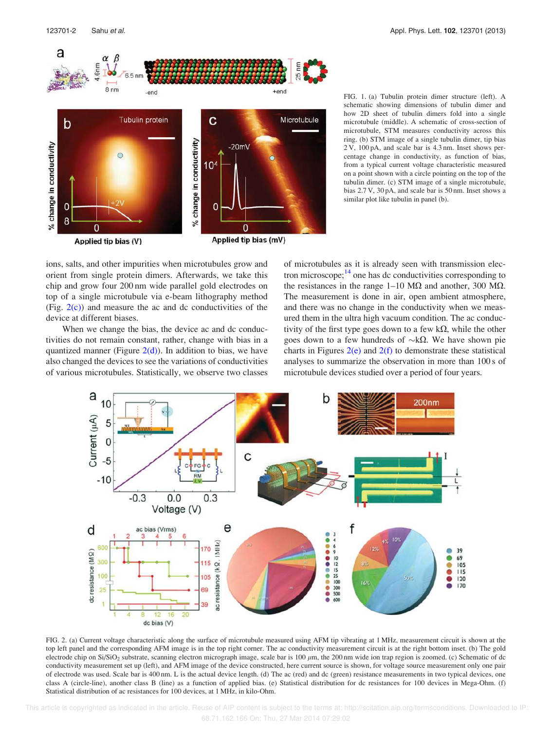FIG. 1. (a) Tubulin protein dimer structure (left). A schematic showing dimensions of tubulin dimer and how 2D sheet of tubulin dimers fold into a single microtubule (middle). A schematic of cross-section of microtubule, STM measures conductivity across this ring. (b) STM image of a single tubulin dimer, tip bias 2 V, 100 pA, and scale bar is 4.3 nm. Inset shows percentage change in conductivity, as function of bias, from a typical current voltage characteristic measured on a point shown with a circle pointing on the top of the tubulin dimer. (c) STM image of a single microtubule, bias 2.7 V, 30 pA, and scale bar is 50 nm. Inset shows a similar plot like tubulin in panel (b).

ions, salts, and other impurities when microtubules grow and orient from single protein dimers. Afterwards, we take this chip and grow four 200 nm wide parallel gold electrodes on top of a single microtubule via e-beam lithography method (Fig. 2(c)) and measure the ac and dc conductivities of the device at different biases.

When we change the bias, the device ac and dc conductivities do not remain constant, rather, change with bias in a quantized manner (Figure 2(d)). In addition to bias, we have also changed the devices to see the variations of conductivities of various microtubules. Statistically, we observe two classes of microtubules as it is already seen with transmission electron microscope;[14] one has dc conductivities corresponding to the resistances in the range 1–10 MΩ and another, 300 MΩ. The measurement is done in air, open ambient atmosphere, and there was no change in the conductivity when we measured them in the ultra high vacuum condition. The ac conductivity of the first type goes down to a few kΩ, while the other goes down to a few hundreds of ∼kΩ. We have shown pie charts in Figures 2(e) and 2(f) to demonstrate these statistical analyses to summarize the observation in more than 100 s of microtubule devices studied over a period of four years.

FIG. 2. (a) Current voltage characteristic along the surface of microtubule measured using AFM tip vibrating at 1 MHz, measurement circuit is shown at the top left panel and the corresponding AFM image is in the top right corner. The ac conductivity measurement circuit is at the right bottom inset. (b) The gold electrode chip on $Si/SiO_2$ substrate, scanning electron micrograph image, scale bar is 100 $\mu$m, the 200 nm wide ion trap region is zoomed. (c) Schematic of dc conductivity measurement set up (left), and AFM image of the device constructed, here current source is shown, for voltage source measurement only one pair of electrode was used. Scale bar is 400 nm. L is the actual device length. (d) The ac (red) and dc (green) resistance measurements in two typical devices, one class A (circle-line), another class B (line) as a function of applied bias. (e) Statistical distribution for dc resistances for 100 devices in Mega-Ohm. (f) Statistical distribution of ac resistances for 100 devices, at 1 MHz, in kilo-Ohm.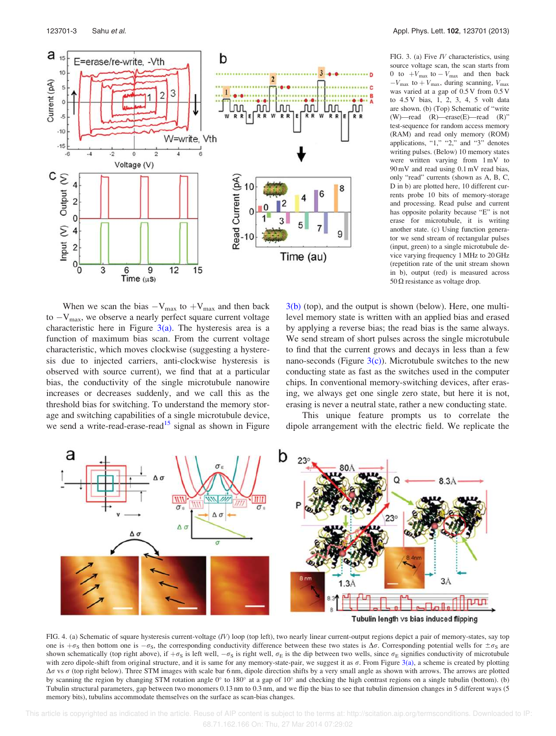FIG. 3. (a) Five $IV$ characteristics, using source voltage scan, the scan starts from 0 to $+V_{max}$ to $-V_{max}$ and then back $-V_{max}$ to $+V_{max}$, during scanning, $V_{max}$ was varied at a gap of 0.5 V from 0.5 V to 4.5 V bias, 1, 2, 3, 4, 5 volt data are shown. (b) (Top) Schematic of "write (W)—read (R)—erase(E)—read (R)" test-sequence for random access memory (RAM) and read only memory (ROM) applications, "1," "2," and "3" denotes writing pulses. (Below) 10 memory states were written varying from 1 mV to 90 mV and read using 0.1 mV read bias, only "read" currents (shown as A, B, C, D in b) are plotted here, 10 different currents probe 10 bits of memory-storage and processing. Read pulse and current has opposite polarity because "E" is not erase for microtubule, it is writing another state. (c) Using function generator we send stream of rectangular pulses (input, green) to a single microtubule device varying frequency 1 MHz to 20 GHz (repetition rate of the unit stream shown in b), output (red) is measured across 50 Ω resistance as voltage drop.

When we scan the bias $-V_{max}$ to $+V_{max}$ and then back to $-V_{max}$, we observe a nearly perfect square current voltage characteristic here in Figure 3(a). The hysteresis area is a function of maximum bias scan. From the current voltage characteristic, which moves clockwise (suggesting a hysteresis due to injected carriers, anti-clockwise hysteresis is observed with source current), we find that at a particular bias, the conductivity of the single microtubule nanowire increases or decreases suddenly, and we call this as the threshold bias for switching. To understand the memory storage and switching capabilities of a single microtubule device, we send a write-read-erase-read[15] signal as shown in Figure 3(b) (top), and the output is shown (below). Here, one multilevel memory state is written with an applied bias and erased by applying a reverse bias; the read bias is the same always. We send stream of short pulses across the single microtubule to find that the current grows and decays in less than a few nano-seconds (Figure 3(c)). Microtubule switches to the new conducting state as fast as the switches used in the computer chips. In conventional memory-switching devices, after erasing, we always get one single zero state, but here it is not, erasing is never a neutral state, rather a new conducting state.

This unique feature prompts us to correlate the dipole arrangement with the electric field. We replicate the

FIG. 4. (a) Schematic of square hysteresis current-voltage ($IV$) loop (top left), two nearly linear current-output regions depict a pair of memory-states, say top one is $+\sigma_S$ then bottom one is $-\sigma_S$, the corresponding conductivity difference between these two states is $\Delta\sigma$. Corresponding potential wells for $\pm\sigma_S$ are shown schematically (top right above), if $+\sigma_S$ is left well, $-\sigma_S$ is right well, $\sigma_E$ is the dip between two wells, since $\sigma_E$ signifies conductivity of microtubule with zero dipole-shift from original structure, and it is same for any memory-state-pair, we suggest it as $\sigma$. From Figure 3(a), a scheme is created by plotting $\Delta\sigma$ vs $\sigma$ (top right below). Three STM images with scale bar 6 nm, dipole direction shifts by a very small angle as shown with arrows. The arrows are plotted by scanning the region by changing STM rotation angle 0° to 180° at a gap of 10° and checking the high contrast regions on a single tubulin (bottom). (b) Tubulin structural parameters, gap between two monomers 0.13 nm to 0.3 nm, and we flip the bias to see that tubulin dimension changes in 5 different ways (5 memory bits), tubulins accommodate themselves on the surface as scan-bias changes.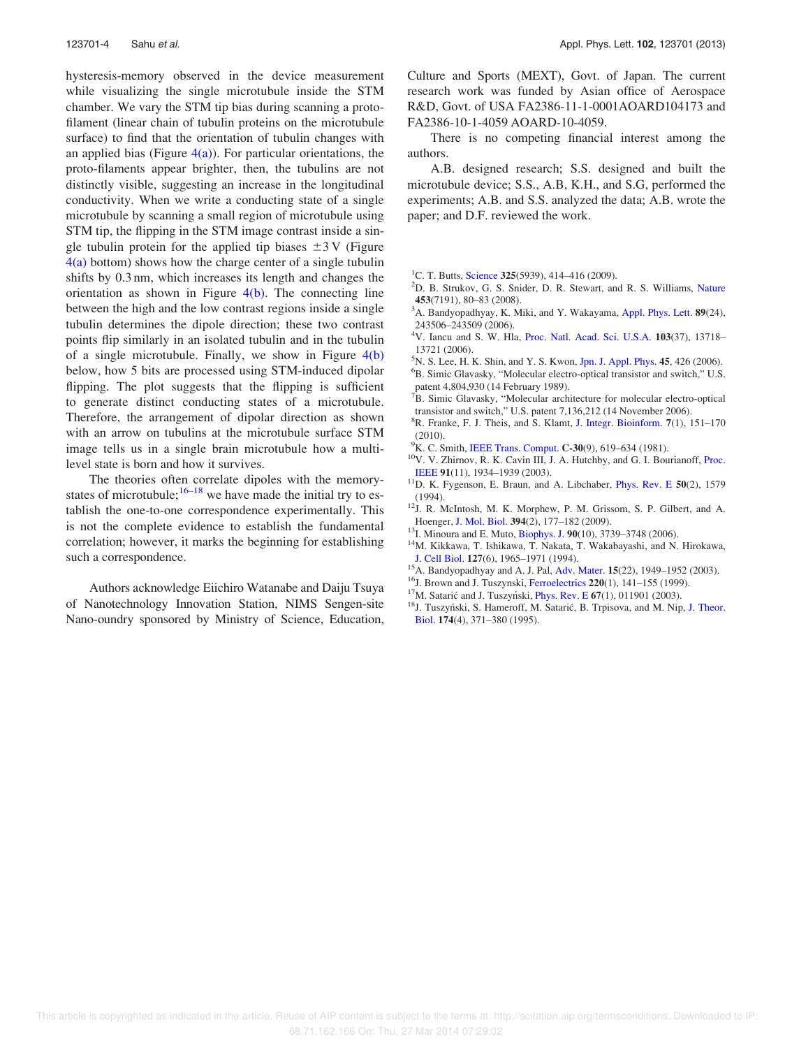hysteresis-memory observed in the device measurement while visualizing the single microtubule inside the STM chamber. We vary the STM tip bias during scanning a proto-filament (linear chain of tubulin proteins on the microtubule surface) to find that the orientation of tubulin changes with an applied bias (Figure 4(a)). For particular orientations, the proto-filaments appear brighter, then, the tubulins are not distinctly visible, suggesting an increase in the longitudinal conductivity. When we write a conducting state of a single microtubule by scanning a small region of microtubule using STM tip, the flipping in the STM image contrast inside a single tubulin protein for the applied tip biases $\pm 3$ V (Figure 4(a) bottom) shows how the charge center of a single tubulin shifts by 0.3 nm, which increases its length and changes the orientation as shown in Figure 4(b). The connecting line between the high and the low contrast regions inside a single tubulin determines the dipole direction; these two contrast points flip similarly in an isolated tubulin and in the tubulin of a single microtubule. Finally, we show in Figure 4(b) below, how 5 bits are processed using STM-induced dipolar flipping. The plot suggests that the flipping is sufficient to generate distinct conducting states of a microtubule. Therefore, the arrangement of dipolar direction as shown with an arrow on tubulins at the microtubule surface STM image tells us in a single brain microtubule how a multi-level state is born and how it survives.

The theories often correlate dipoles with the memory-states of microtubule;[16–18] we have made the initial try to establish the one-to-one correspondence experimentally. This is not the complete evidence to establish the fundamental correlation; however, it marks the beginning for establishing such a correspondence.

Authors acknowledge Eiichiro Watanabe and Daiju Tsuya of Nanotechnology Innovation Station, NIMS Sengen-site Nano-oundry sponsored by Ministry of Science, Education, Culture and Sports (MEXT), Govt. of Japan. The current research work was funded by Asian office of Aerospace R&D, Govt. of USA FA2386-11-1-0001AOARD104173 and FA2386-10-1-4059 AOARD-10-4059.

There is no competing financial interest among the authors.

A.B. designed research; S.S. designed and built the microtubule device; S.S., A.B, K.H., and S.G, performed the experiments; A.B. and S.S. analyzed the data; A.B. wrote the paper; and D.F. reviewed the work.

[1] C. T. Butts, Science **325**(5939), 414–416 (2009).
[2] D. B. Strukov, G. S. Snider, D. R. Stewart, and R. S. Williams, Nature **453**(7191), 80–83 (2008).
[3] A. Bandyopadhyay, K. Miki, and Y. Wakayama, Appl. Phys. Lett. **89**(24), 243506–243509 (2006).
[4] V. Iancu and S. W. Hla, Proc. Natl. Acad. Sci. U.S.A. **103**(37), 13718–13721 (2006).
[5] N. S. Lee, H. K. Shin, and Y. S. Kwon, Jpn. J. Appl. Phys. **45**, 426 (2006).
[6] B. Simic Glavasky, "Molecular electro-optical transistor and switch," U.S. patent 4,804,930 (14 February 1989).
[7] B. Simic Glavasky, "Molecular architecture for molecular electro-optical transistor and switch," U.S. patent 7,136,212 (14 November 2006).
[8] R. Franke, F. J. Theis, and S. Klamt, J. Integr. Bioinform. **7**(1), 151–170 (2010).
[9] K. C. Smith, IEEE Trans. Comput. **C-30**(9), 619–634 (1981).
[10] V. V. Zhirnov, R. K. Cavin III, J. A. Hutchby, and G. I. Bourianoff, Proc. IEEE **91**(11), 1934–1939 (2003).
[11] D. K. Fygenson, E. Braun, and A. Libchaber, Phys. Rev. E **50**(2), 1579 (1994).
[12] J. R. McIntosh, M. K. Morphew, P. M. Grissom, S. P. Gilbert, and A. Hoenger, J. Mol. Biol. **394**(2), 177–182 (2009).
[13] I. Minoura and E. Muto, Biophys. J. **90**(10), 3739–3748 (2006).
[14] M. Kikkawa, T. Ishikawa, T. Nakata, T. Wakabayashi, and N. Hirokawa, J. Cell Biol. **127**(6), 1965–1971 (1994).
[15] A. Bandyopadhyay and A. J. Pal, Adv. Mater. **15**(22), 1949–1952 (2003).
[16] J. Brown and J. Tuszynski, Ferroelectrics **220**(1), 141–155 (1999).
[17] M. Satarić and J. Tuszyński, Phys. Rev. E **67**(1), 011901 (2003).
[18] J. Tuszyński, S. Hameroff, M. Satarić, B. Trpisova, and M. Nip, J. Theor. Biol. **174**(4), 371–380 (1995).